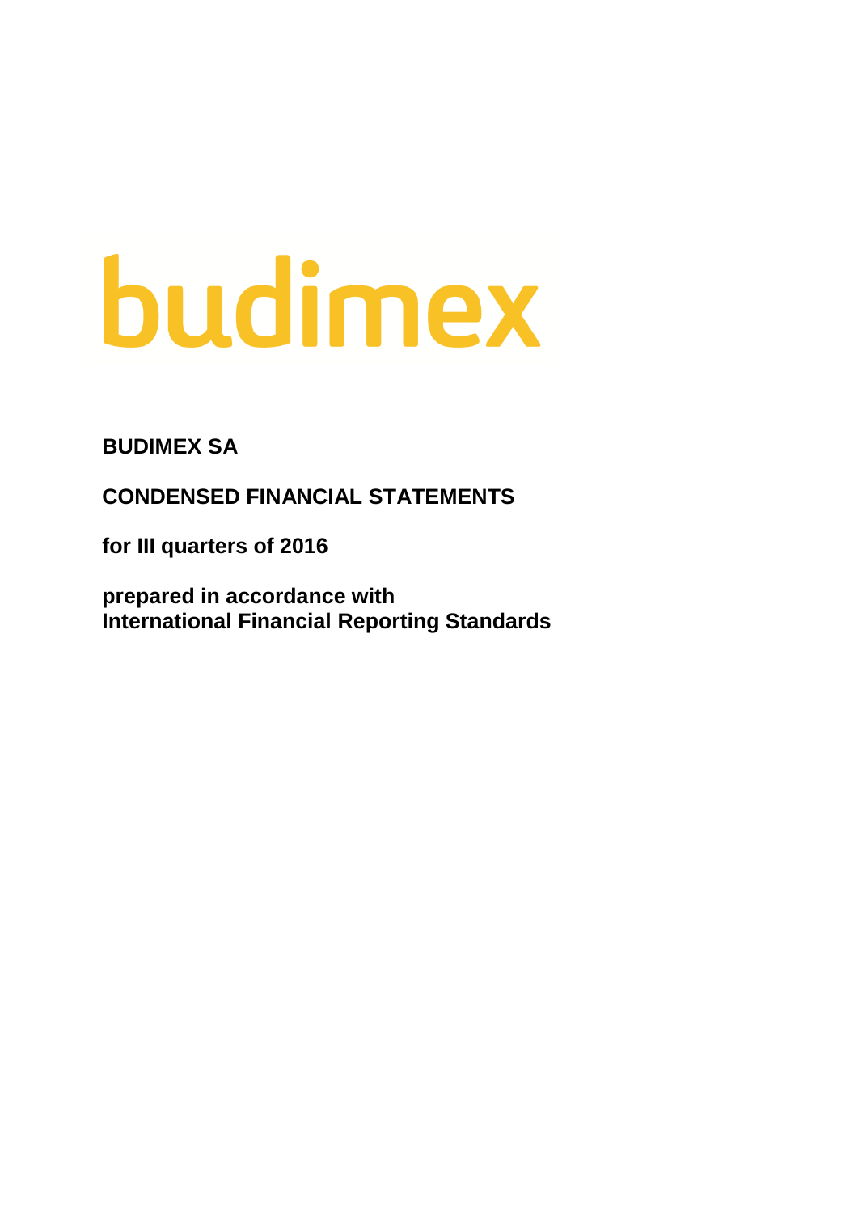budimex

**BUDIMEX SA**

**CONDENSED FINANCIAL STATEMENTS**

**for III quarters of 2016**

**prepared in accordance with**
**International Financial Reporting Standards**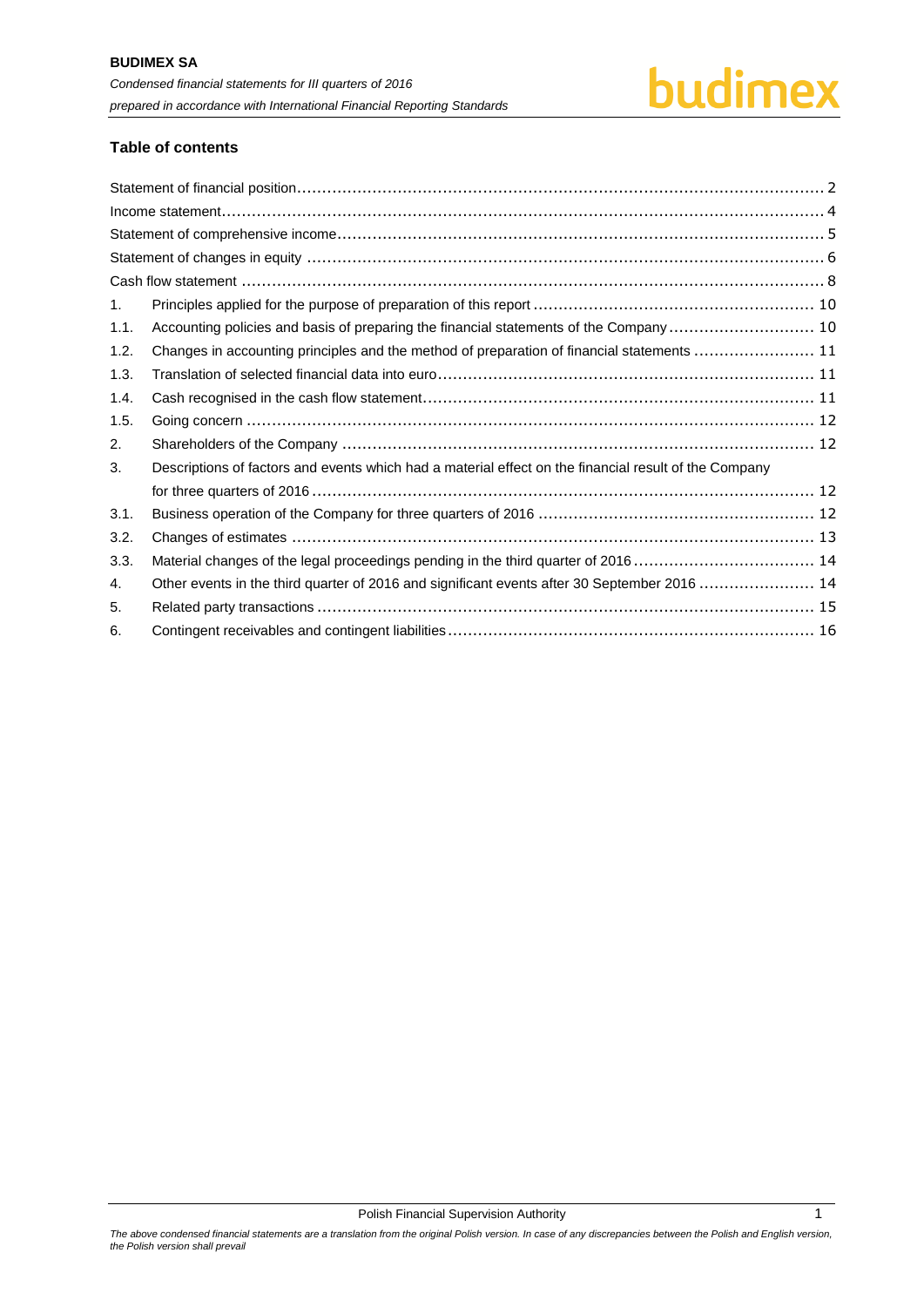## Table of contents

| | | |
|---|---|---|
| Statement of financial position | | 2 |
| Income statement | | 4 |
| Statement of comprehensive income | | 5 |
| Statement of changes in equity | | 6 |
| Cash flow statement | | 8 |
| 1. | Principles applied for the purpose of preparation of this report | 10 |
| 1.1. | Accounting policies and basis of preparing the financial statements of the Company | 10 |
| 1.2. | Changes in accounting principles and the method of preparation of financial statements | 11 |
| 1.3. | Translation of selected financial data into euro | 11 |
| 1.4. | Cash recognised in the cash flow statement | 11 |
| 1.5. | Going concern | 12 |
| 2. | Shareholders of the Company | 12 |
| 3. | Descriptions of factors and events which had a material effect on the financial result of the Company for three quarters of 2016 | 12 |
| 3.1. | Business operation of the Company for three quarters of 2016 | 12 |
| 3.2. | Changes of estimates | 13 |
| 3.3. | Material changes of the legal proceedings pending in the third quarter of 2016 | 14 |
| 4. | Other events in the third quarter of 2016 and significant events after 30 September 2016 | 14 |
| 5. | Related party transactions | 15 |
| 6. | Contingent receivables and contingent liabilities | 16 |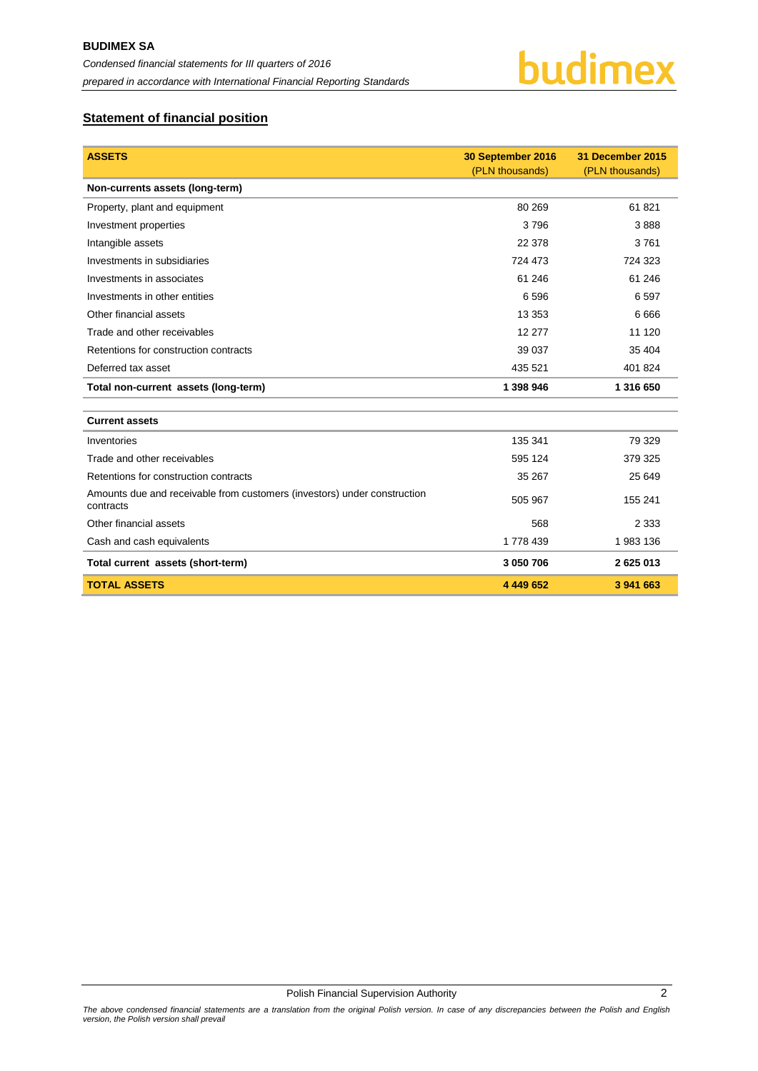## Statement of financial position

| ASSETS | 30 September 2016 (PLN thousands) | 31 December 2015 (PLN thousands) |
|---|---|---|
| **Non-currents assets (long-term)** | | |
| Property, plant and equipment | 80 269 | 61 821 |
| Investment properties | 3 796 | 3 888 |
| Intangible assets | 22 378 | 3 761 |
| Investments in subsidiaries | 724 473 | 724 323 |
| Investments in associates | 61 246 | 61 246 |
| Investments in other entities | 6 596 | 6 597 |
| Other financial assets | 13 353 | 6 666 |
| Trade and other receivables | 12 277 | 11 120 |
| Retentions for construction contracts | 39 037 | 35 404 |
| Deferred tax asset | 435 521 | 401 824 |
| **Total non-current assets (long-term)** | **1 398 946** | **1 316 650** |
| **Current assets** | | |
| Inventories | 135 341 | 79 329 |
| Trade and other receivables | 595 124 | 379 325 |
| Retentions for construction contracts | 35 267 | 25 649 |
| Amounts due and receivable from customers (investors) under construction contracts | 505 967 | 155 241 |
| Other financial assets | 568 | 2 333 |
| Cash and cash equivalents | 1 778 439 | 1 983 136 |
| **Total current assets (short-term)** | **3 050 706** | **2 625 013** |
| **TOTAL ASSETS** | **4 449 652** | **3 941 663** |

*The above condensed financial statements are a translation from the original Polish version. In case of any discrepancies between the Polish and English version, the Polish version shall prevail*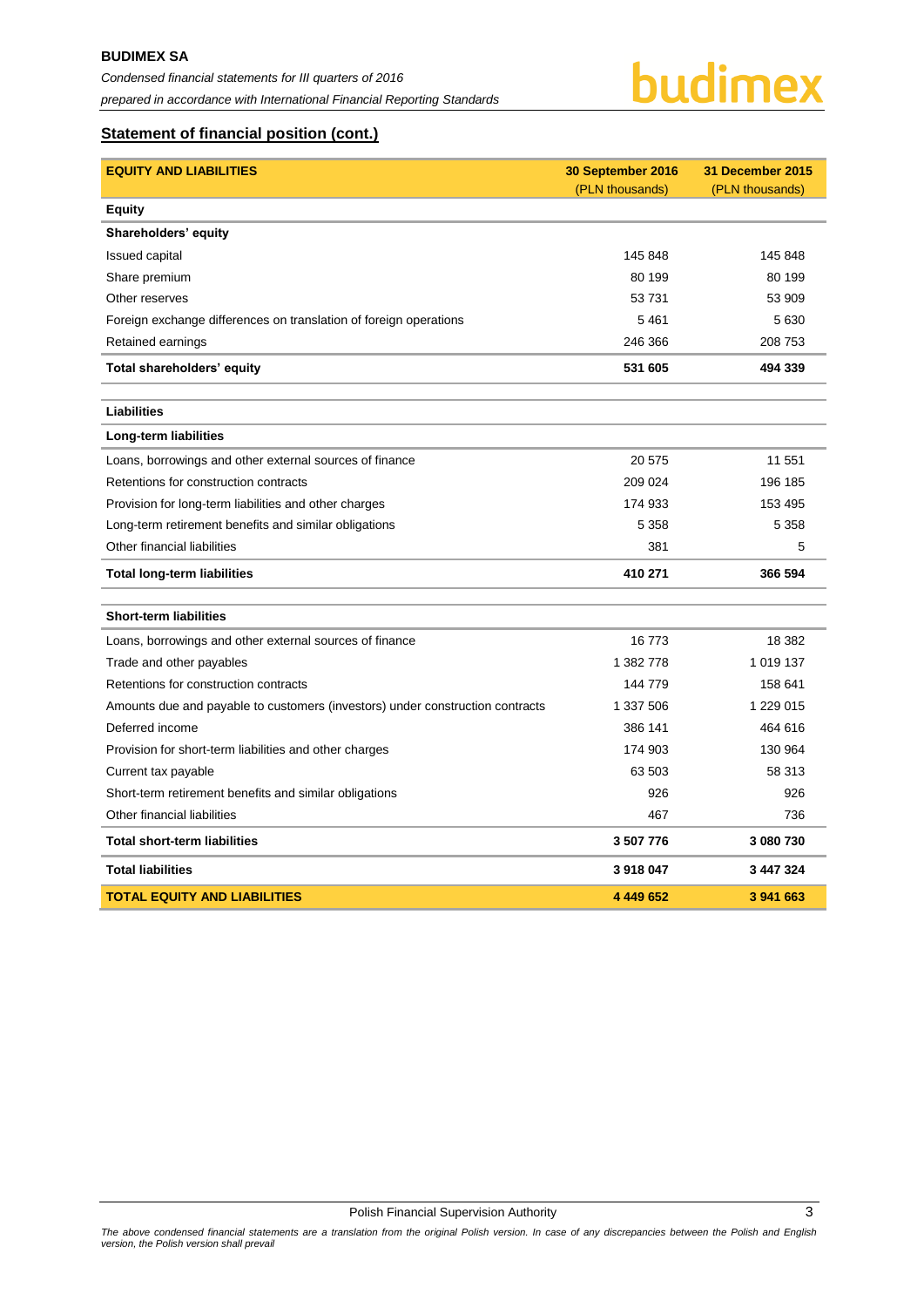## Statement of financial position (cont.)

| **EQUITY AND LIABILITIES** | **30 September 2016** (PLN thousands) | **31 December 2015** (PLN thousands) |
|---|---|---|
| **Equity** | | |
| **Shareholders' equity** | | |
| Issued capital | 145 848 | 145 848 |
| Share premium | 80 199 | 80 199 |
| Other reserves | 53 731 | 53 909 |
| Foreign exchange differences on translation of foreign operations | 5 461 | 5 630 |
| Retained earnings | 246 366 | 208 753 |
| **Total shareholders' equity** | **531 605** | **494 339** |
| **Liabilities** | | |
| **Long-term liabilities** | | |
| Loans, borrowings and other external sources of finance | 20 575 | 11 551 |
| Retentions for construction contracts | 209 024 | 196 185 |
| Provision for long-term liabilities and other charges | 174 933 | 153 495 |
| Long-term retirement benefits and similar obligations | 5 358 | 5 358 |
| Other financial liabilities | 381 | 5 |
| **Total long-term liabilities** | **410 271** | **366 594** |
| **Short-term liabilities** | | |
| Loans, borrowings and other external sources of finance | 16 773 | 18 382 |
| Trade and other payables | 1 382 778 | 1 019 137 |
| Retentions for construction contracts | 144 779 | 158 641 |
| Amounts due and payable to customers (investors) under construction contracts | 1 337 506 | 1 229 015 |
| Deferred income | 386 141 | 464 616 |
| Provision for short-term liabilities and other charges | 174 903 | 130 964 |
| Current tax payable | 63 503 | 58 313 |
| Short-term retirement benefits and similar obligations | 926 | 926 |
| Other financial liabilities | 467 | 736 |
| **Total short-term liabilities** | **3 507 776** | **3 080 730** |
| **Total liabilities** | **3 918 047** | **3 447 324** |
| **TOTAL EQUITY AND LIABILITIES** | **4 449 652** | **3 941 663** |

Polish Financial Supervision Authority

*The above condensed financial statements are a translation from the original Polish version. In case of any discrepancies between the Polish and English version, the Polish version shall prevail*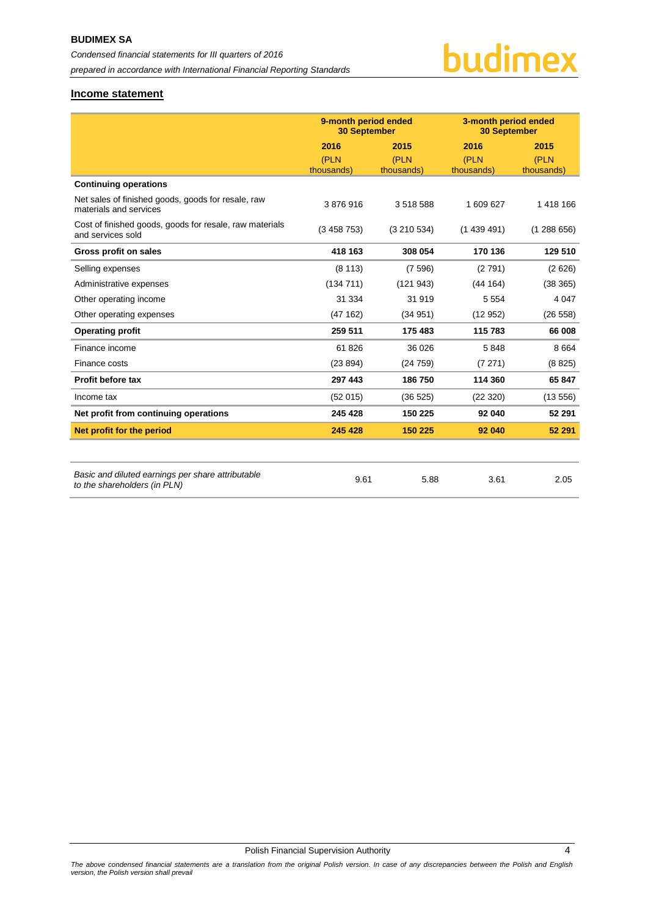## Income statement

| | 9-month period ended 30 September | | 3-month period ended 30 September | |
|---|---|---|---|---|
| | 2016 | 2015 | 2016 | 2015 |
| | (PLN thousands) | (PLN thousands) | (PLN thousands) | (PLN thousands) |
| **Continuing operations** | | | | |
| Net sales of finished goods, goods for resale, raw materials and services | 3 876 916 | 3 518 588 | 1 609 627 | 1 418 166 |
| Cost of finished goods, goods for resale, raw materials and services sold | (3 458 753) | (3 210 534) | (1 439 491) | (1 288 656) |
| **Gross profit on sales** | **418 163** | **308 054** | **170 136** | **129 510** |
| Selling expenses | (8 113) | (7 596) | (2 791) | (2 626) |
| Administrative expenses | (134 711) | (121 943) | (44 164) | (38 365) |
| Other operating income | 31 334 | 31 919 | 5 554 | 4 047 |
| Other operating expenses | (47 162) | (34 951) | (12 952) | (26 558) |
| **Operating profit** | **259 511** | **175 483** | **115 783** | **66 008** |
| Finance income | 61 826 | 36 026 | 5 848 | 8 664 |
| Finance costs | (23 894) | (24 759) | (7 271) | (8 825) |
| **Profit before tax** | **297 443** | **186 750** | **114 360** | **65 847** |
| Income tax | (52 015) | (36 525) | (22 320) | (13 556) |
| **Net profit from continuing operations** | **245 428** | **150 225** | **92 040** | **52 291** |
| **Net profit for the period** | **245 428** | **150 225** | **92 040** | **52 291** |

| | | | | |
|---|---|---|---|---|
| *Basic and diluted earnings per share attributable to the shareholders (in PLN)* | 9.61 | 5.88 | 3.61 | 2.05 |

*The above condensed financial statements are a translation from the original Polish version. In case of any discrepancies between the Polish and English version, the Polish version shall prevail*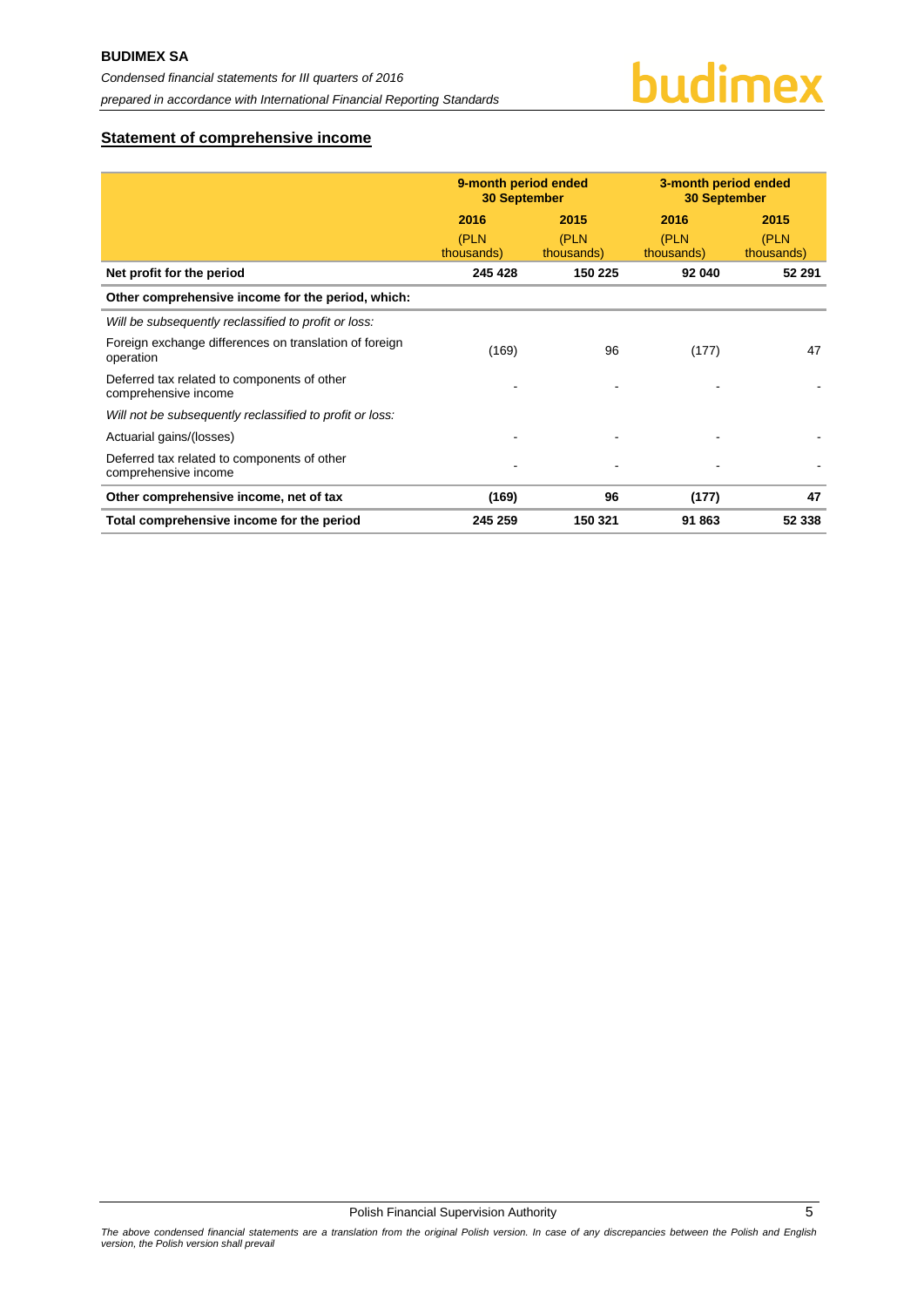## Statement of comprehensive income

| | 9-month period ended 30 September | | 3-month period ended 30 September | |
|---|---|---|---|---|
| | 2016 | 2015 | 2016 | 2015 |
| | (PLN thousands) | (PLN thousands) | (PLN thousands) | (PLN thousands) |
| **Net profit for the period** | **245 428** | **150 225** | **92 040** | **52 291** |
| **Other comprehensive income for the period, which:** | | | | |
| *Will be subsequently reclassified to profit or loss:* | | | | |
| Foreign exchange differences on translation of foreign operation | (169) | 96 | (177) | 47 |
| Deferred tax related to components of other comprehensive income | - | - | - | - |
| *Will not be subsequently reclassified to profit or loss:* | | | | |
| Actuarial gains/(losses) | - | - | - | - |
| Deferred tax related to components of other comprehensive income | - | - | - | - |
| **Other comprehensive income, net of tax** | **(169)** | **96** | **(177)** | **47** |
| **Total comprehensive income for the period** | **245 259** | **150 321** | **91 863** | **52 338** |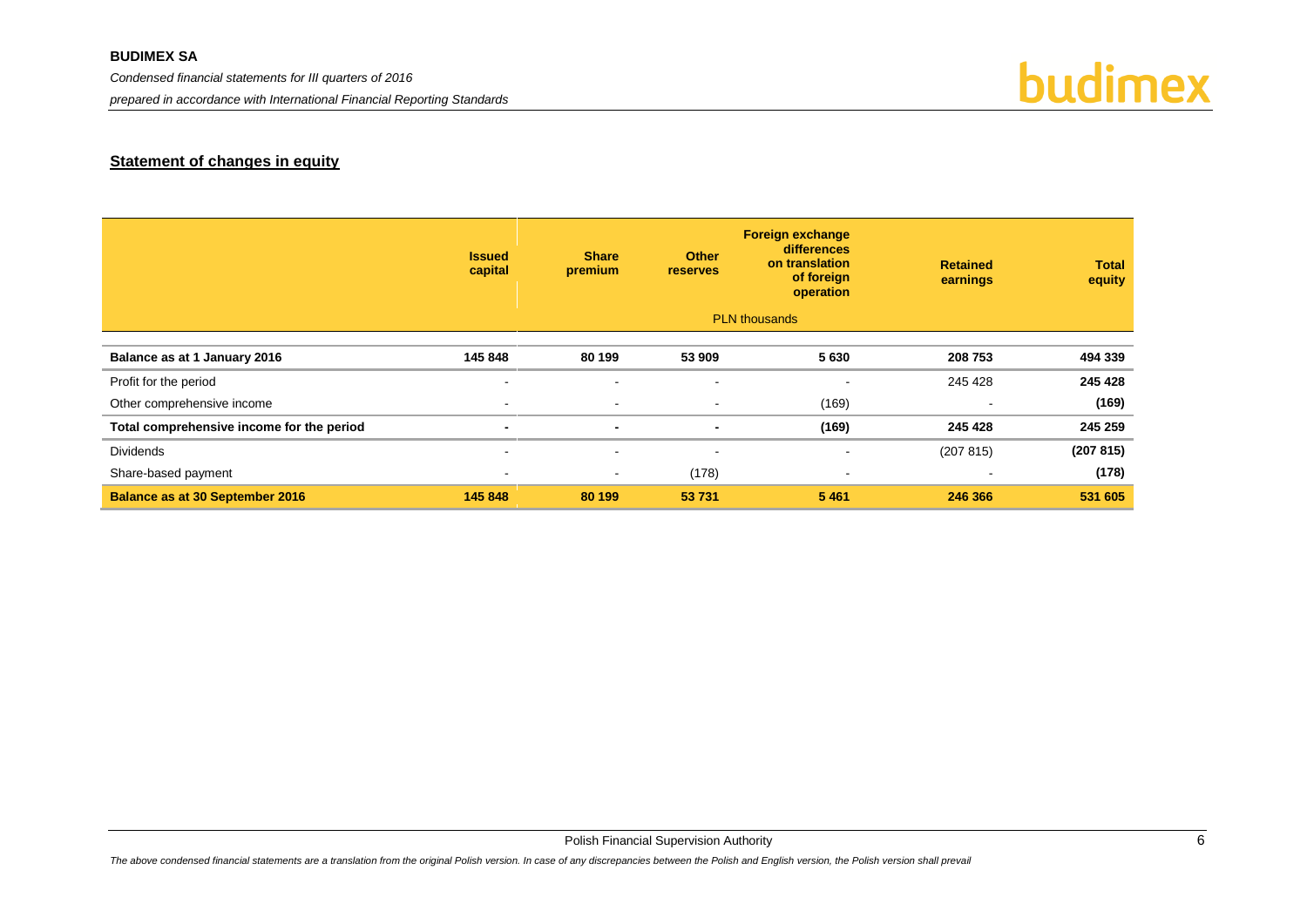## Statement of changes in equity

| | Issued capital | Share premium | Other reserves | Foreign exchange differences on translation of foreign operation | Retained earnings | Total equity |
|---|---|---|---|---|---|---|
| | | PLN thousands | | | | |
| **Balance as at 1 January 2016** | **145 848** | **80 199** | **53 909** | **5 630** | **208 753** | **494 339** |
| Profit for the period | - | - | - | - | 245 428 | **245 428** |
| Other comprehensive income | - | - | - | (169) | - | **(169)** |
| **Total comprehensive income for the period** | **-** | **-** | **-** | **(169)** | **245 428** | **245 259** |
| Dividends | - | - | - | - | (207 815) | **(207 815)** |
| Share-based payment | - | - | (178) | - | - | **(178)** |
| **Balance as at 30 September 2016** | **145 848** | **80 199** | **53 731** | **5 461** | **246 366** | **531 605** |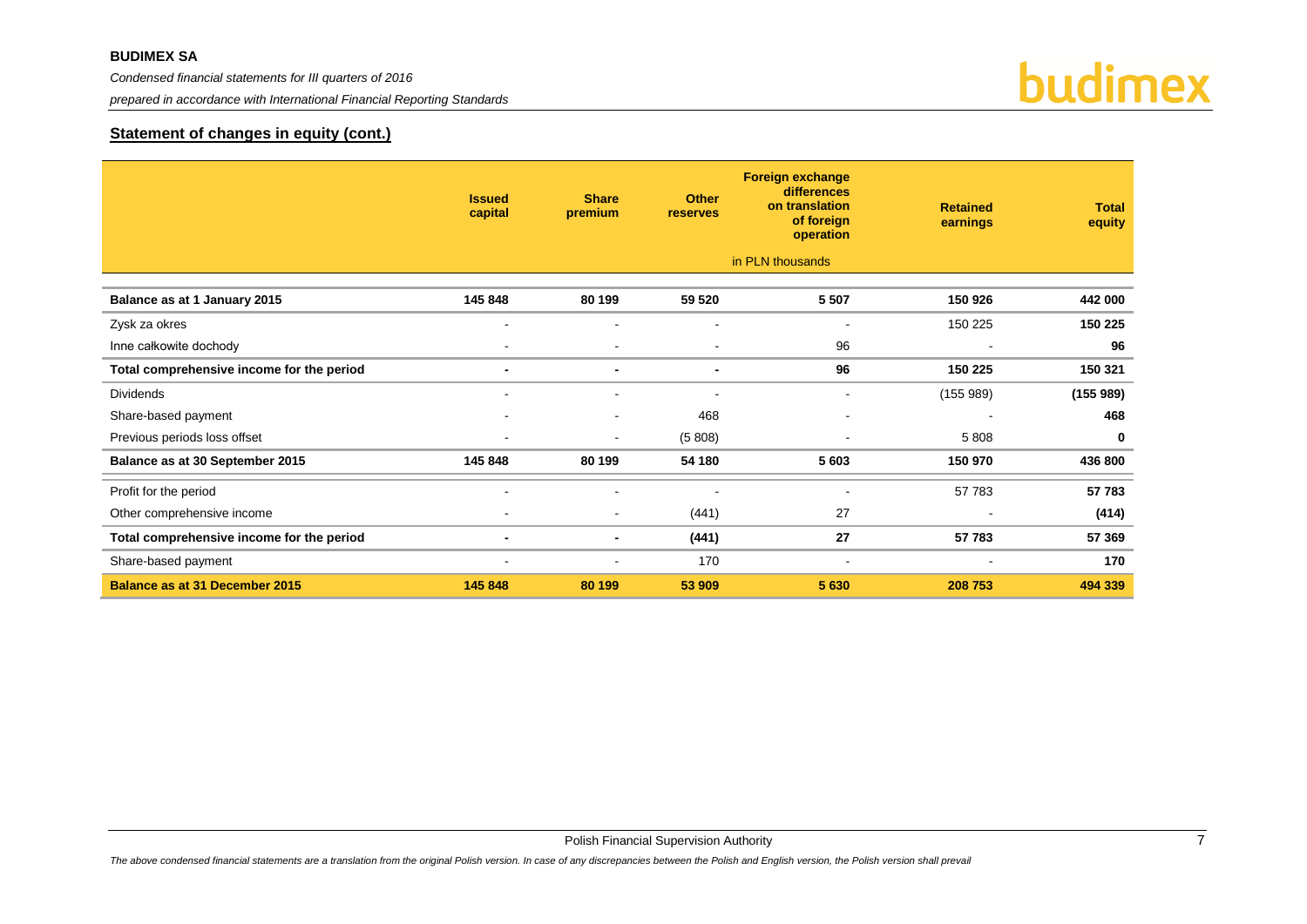## Statement of changes in equity (cont.)

| | Issued capital | Share premium | Other reserves | Foreign exchange differences on translation of foreign operation | Retained earnings | Total equity |
|---|---|---|---|---|---|---|
| | | | | in PLN thousands | | |
| **Balance as at 1 January 2015** | **145 848** | **80 199** | **59 520** | **5 507** | **150 926** | **442 000** |
| Zysk za okres | - | - | - | - | 150 225 | **150 225** |
| Inne całkowite dochody | - | - | - | 96 | - | **96** |
| **Total comprehensive income for the period** | **-** | **-** | **-** | **96** | **150 225** | **150 321** |
| Dividends | - | - | - | - | (155 989) | **(155 989)** |
| Share-based payment | - | - | 468 | - | - | **468** |
| Previous periods loss offset | - | - | (5 808) | - | 5 808 | **0** |
| **Balance as at 30 September 2015** | **145 848** | **80 199** | **54 180** | **5 603** | **150 970** | **436 800** |
| Profit for the period | - | - | - | - | 57 783 | **57 783** |
| Other comprehensive income | - | - | (441) | 27 | - | **(414)** |
| **Total comprehensive income for the period** | **-** | **-** | **(441)** | **27** | **57 783** | **57 369** |
| Share-based payment | - | - | 170 | - | - | **170** |
| **Balance as at 31 December 2015** | **145 848** | **80 199** | **53 909** | **5 630** | **208 753** | **494 339** |

Polish Financial Supervision Authority

*The above condensed financial statements are a translation from the original Polish version. In case of any discrepancies between the Polish and English version, the Polish version shall prevail*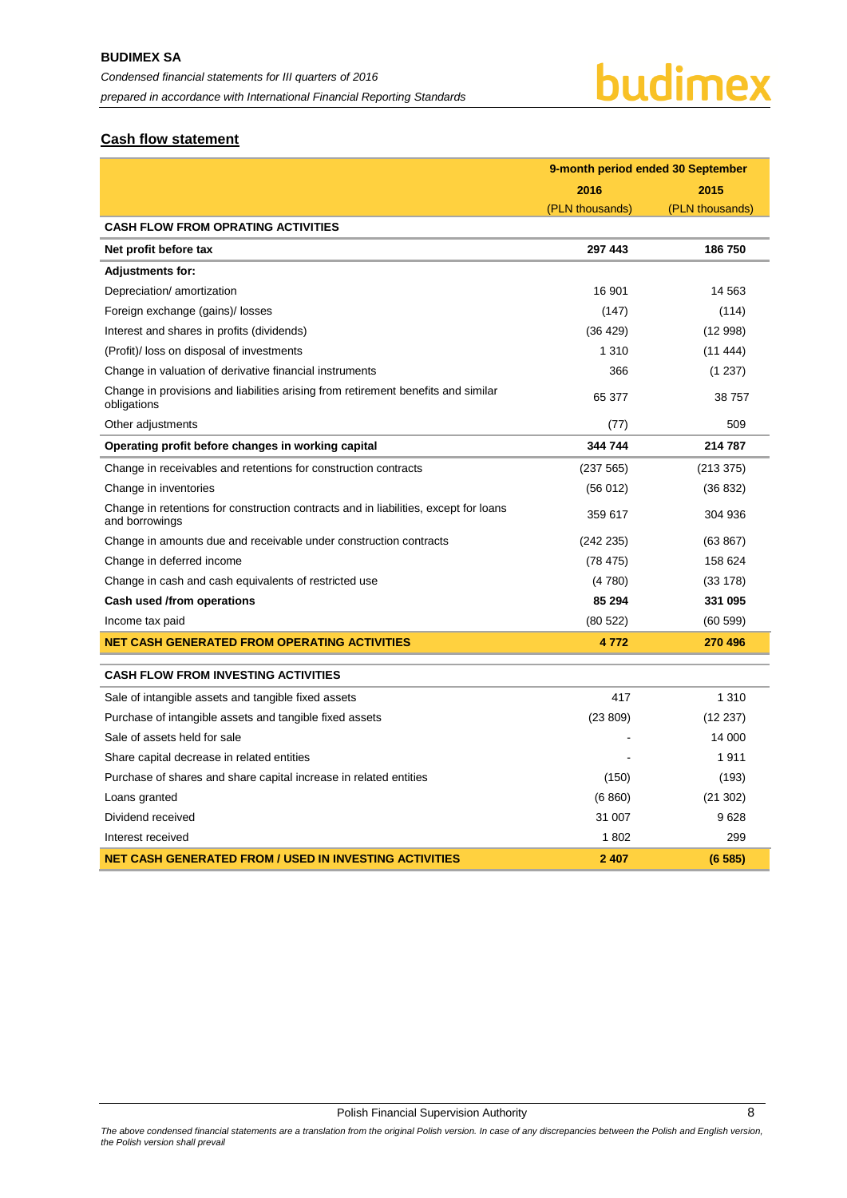## Cash flow statement

| | 9-month period ended 30 September | |
|---|---|---|
| | 2016 | 2015 |
| | (PLN thousands) | (PLN thousands) |
| **CASH FLOW FROM OPRATING ACTIVITIES** | | |
| **Net profit before tax** | **297 443** | **186 750** |
| **Adjustments for:** | | |
| Depreciation/ amortization | 16 901 | 14 563 |
| Foreign exchange (gains)/ losses | (147) | (114) |
| Interest and shares in profits (dividends) | (36 429) | (12 998) |
| (Profit)/ loss on disposal of investments | 1 310 | (11 444) |
| Change in valuation of derivative financial instruments | 366 | (1 237) |
| Change in provisions and liabilities arising from retirement benefits and similar obligations | 65 377 | 38 757 |
| Other adjustments | (77) | 509 |
| **Operating profit before changes in working capital** | **344 744** | **214 787** |
| Change in receivables and retentions for construction contracts | (237 565) | (213 375) |
| Change in inventories | (56 012) | (36 832) |
| Change in retentions for construction contracts and in liabilities, except for loans and borrowings | 359 617 | 304 936 |
| Change in amounts due and receivable under construction contracts | (242 235) | (63 867) |
| Change in deferred income | (78 475) | 158 624 |
| Change in cash and cash equivalents of restricted use | (4 780) | (33 178) |
| **Cash used /from operations** | **85 294** | **331 095** |
| Income tax paid | (80 522) | (60 599) |
| **NET CASH GENERATED FROM OPERATING ACTIVITIES** | **4 772** | **270 496** |
| **CASH FLOW FROM INVESTING ACTIVITIES** | | |
| Sale of intangible assets and tangible fixed assets | 417 | 1 310 |
| Purchase of intangible assets and tangible fixed assets | (23 809) | (12 237) |
| Sale of assets held for sale | - | 14 000 |
| Share capital decrease in related entities | - | 1 911 |
| Purchase of shares and share capital increase in related entities | (150) | (193) |
| Loans granted | (6 860) | (21 302) |
| Dividend received | 31 007 | 9 628 |
| Interest received | 1 802 | 299 |
| **NET CASH GENERATED FROM / USED IN INVESTING ACTIVITIES** | **2 407** | **(6 585)** |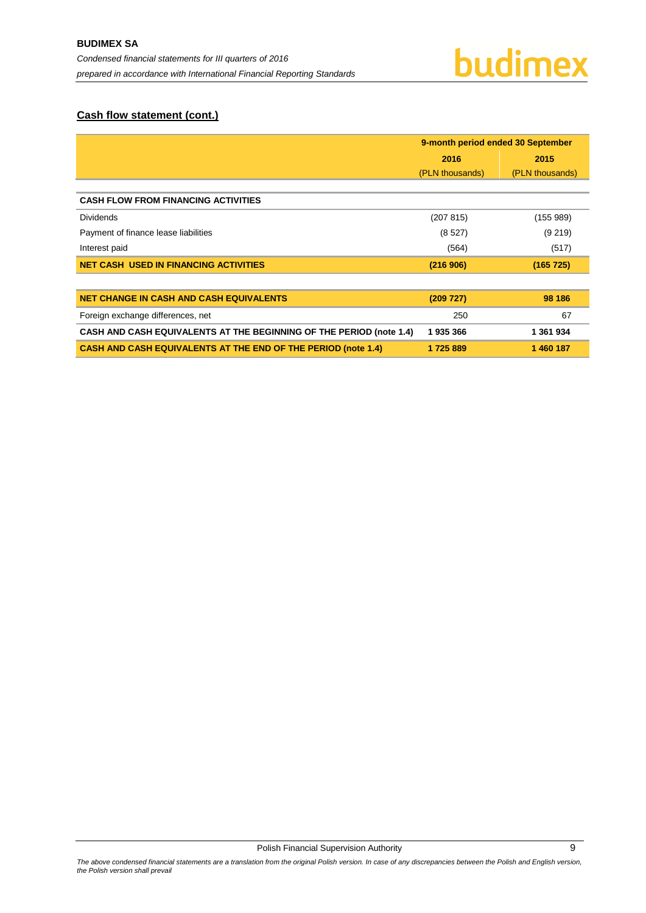## Cash flow statement (cont.)

| | 9-month period ended 30 September | |
|---|---|---|
| | 2016 | 2015 |
| | (PLN thousands) | (PLN thousands) |
| **CASH FLOW FROM FINANCING ACTIVITIES** | | |
| Dividends | (207 815) | (155 989) |
| Payment of finance lease liabilities | (8 527) | (9 219) |
| Interest paid | (564) | (517) |
| **NET CASH USED IN FINANCING ACTIVITIES** | **(216 906)** | **(165 725)** |
| **NET CHANGE IN CASH AND CASH EQUIVALENTS** | **(209 727)** | **98 186** |
| Foreign exchange differences, net | 250 | 67 |
| **CASH AND CASH EQUIVALENTS AT THE BEGINNING OF THE PERIOD (note 1.4)** | **1 935 366** | **1 361 934** |
| **CASH AND CASH EQUIVALENTS AT THE END OF THE PERIOD (note 1.4)** | **1 725 889** | **1 460 187** |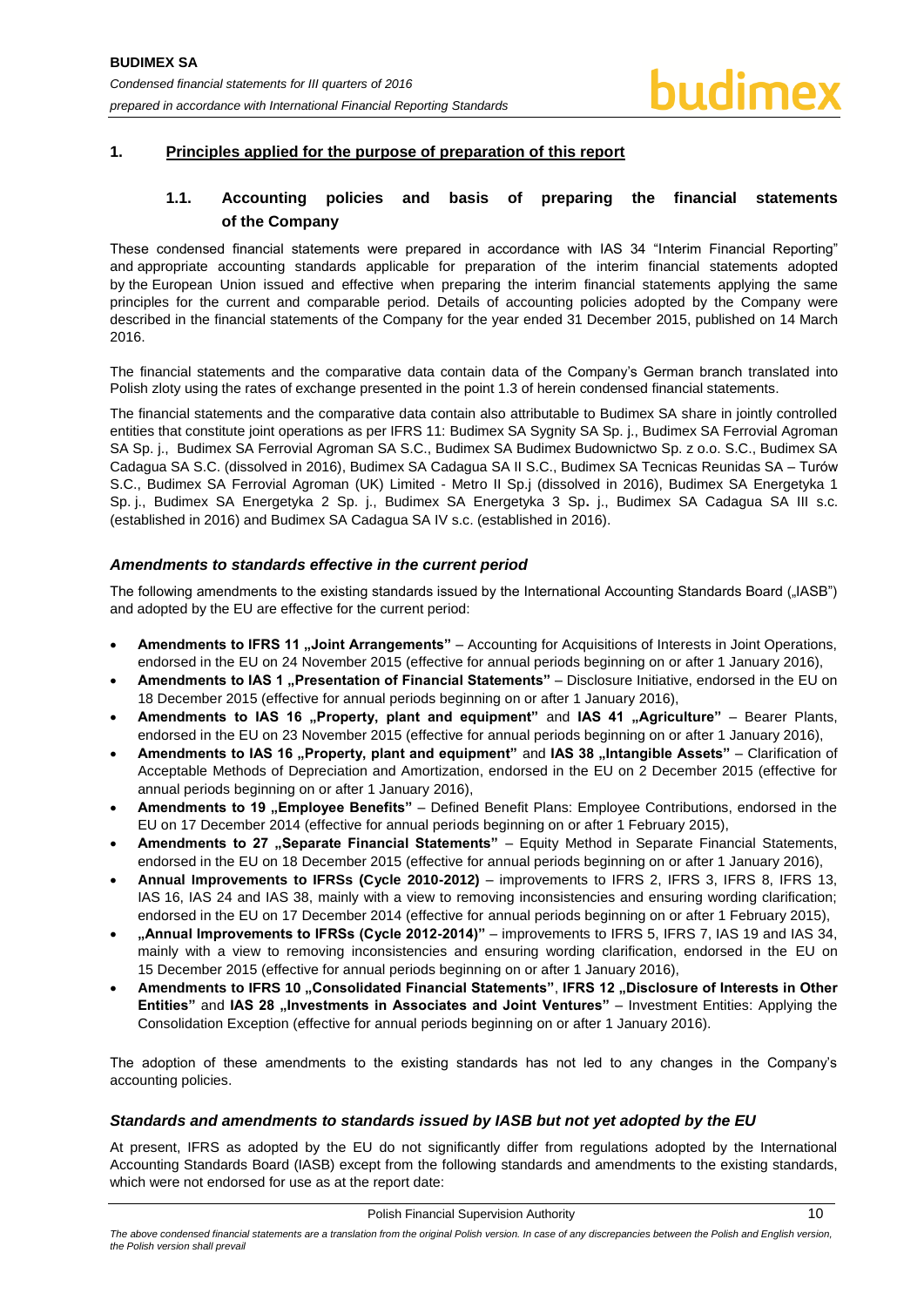## 1. Principles applied for the purpose of preparation of this report

### 1.1. Accounting policies and basis of preparing the financial statements of the Company

These condensed financial statements were prepared in accordance with IAS 34 "Interim Financial Reporting" and appropriate accounting standards applicable for preparation of the interim financial statements adopted by the European Union issued and effective when preparing the interim financial statements applying the same principles for the current and comparable period. Details of accounting policies adopted by the Company were described in the financial statements of the Company for the year ended 31 December 2015, published on 14 March 2016.

The financial statements and the comparative data contain data of the Company's German branch translated into Polish zloty using the rates of exchange presented in the point 1.3 of herein condensed financial statements.

The financial statements and the comparative data contain also attributable to Budimex SA share in jointly controlled entities that constitute joint operations as per IFRS 11: Budimex SA Sygnity SA Sp. j., Budimex SA Ferrovial Agroman SA Sp. j., Budimex SA Ferrovial Agroman SA S.C., Budimex SA Budimex Budownictwo Sp. z o.o. S.C., Budimex SA Cadagua SA S.C. (dissolved in 2016), Budimex SA Cadagua SA II S.C., Budimex SA Tecnicas Reunidas SA – Turów S.C., Budimex SA Ferrovial Agroman (UK) Limited - Metro II Sp.j (dissolved in 2016), Budimex SA Energetyka 1 Sp. j., Budimex SA Energetyka 2 Sp. j., Budimex SA Energetyka 3 Sp. j., Budimex SA Cadagua SA III s.c. (established in 2016) and Budimex SA Cadagua SA IV s.c. (established in 2016).

#### *Amendments to standards effective in the current period*

The following amendments to the existing standards issued by the International Accounting Standards Board („IASB") and adopted by the EU are effective for the current period:

- **Amendments to IFRS 11 „Joint Arrangements"** – Accounting for Acquisitions of Interests in Joint Operations, endorsed in the EU on 24 November 2015 (effective for annual periods beginning on or after 1 January 2016),
- **Amendments to IAS 1 „Presentation of Financial Statements"** – Disclosure Initiative, endorsed in the EU on 18 December 2015 (effective for annual periods beginning on or after 1 January 2016),
- **Amendments to IAS 16 „Property, plant and equipment"** and **IAS 41 „Agriculture"** – Bearer Plants, endorsed in the EU on 23 November 2015 (effective for annual periods beginning on or after 1 January 2016),
- **Amendments to IAS 16 „Property, plant and equipment"** and **IAS 38 „Intangible Assets"** – Clarification of Acceptable Methods of Depreciation and Amortization, endorsed in the EU on 2 December 2015 (effective for annual periods beginning on or after 1 January 2016),
- **Amendments to 19 „Employee Benefits"** – Defined Benefit Plans: Employee Contributions, endorsed in the EU on 17 December 2014 (effective for annual periods beginning on or after 1 February 2015),
- **Amendments to 27 „Separate Financial Statements"** – Equity Method in Separate Financial Statements, endorsed in the EU on 18 December 2015 (effective for annual periods beginning on or after 1 January 2016),
- **Annual Improvements to IFRSs (Cycle 2010-2012)** – improvements to IFRS 2, IFRS 3, IFRS 8, IFRS 13, IAS 16, IAS 24 and IAS 38, mainly with a view to removing inconsistencies and ensuring wording clarification; endorsed in the EU on 17 December 2014 (effective for annual periods beginning on or after 1 February 2015),
- **„Annual Improvements to IFRSs (Cycle 2012-2014)"** – improvements to IFRS 5, IFRS 7, IAS 19 and IAS 34, mainly with a view to removing inconsistencies and ensuring wording clarification, endorsed in the EU on 15 December 2015 (effective for annual periods beginning on or after 1 January 2016),
- **Amendments to IFRS 10 „Consolidated Financial Statements"**, **IFRS 12 „Disclosure of Interests in Other Entities"** and **IAS 28 „Investments in Associates and Joint Ventures"** – Investment Entities: Applying the Consolidation Exception (effective for annual periods beginning on or after 1 January 2016).

The adoption of these amendments to the existing standards has not led to any changes in the Company's accounting policies.

#### *Standards and amendments to standards issued by IASB but not yet adopted by the EU*

At present, IFRS as adopted by the EU do not significantly differ from regulations adopted by the International Accounting Standards Board (IASB) except from the following standards and amendments to the existing standards, which were not endorsed for use as at the report date: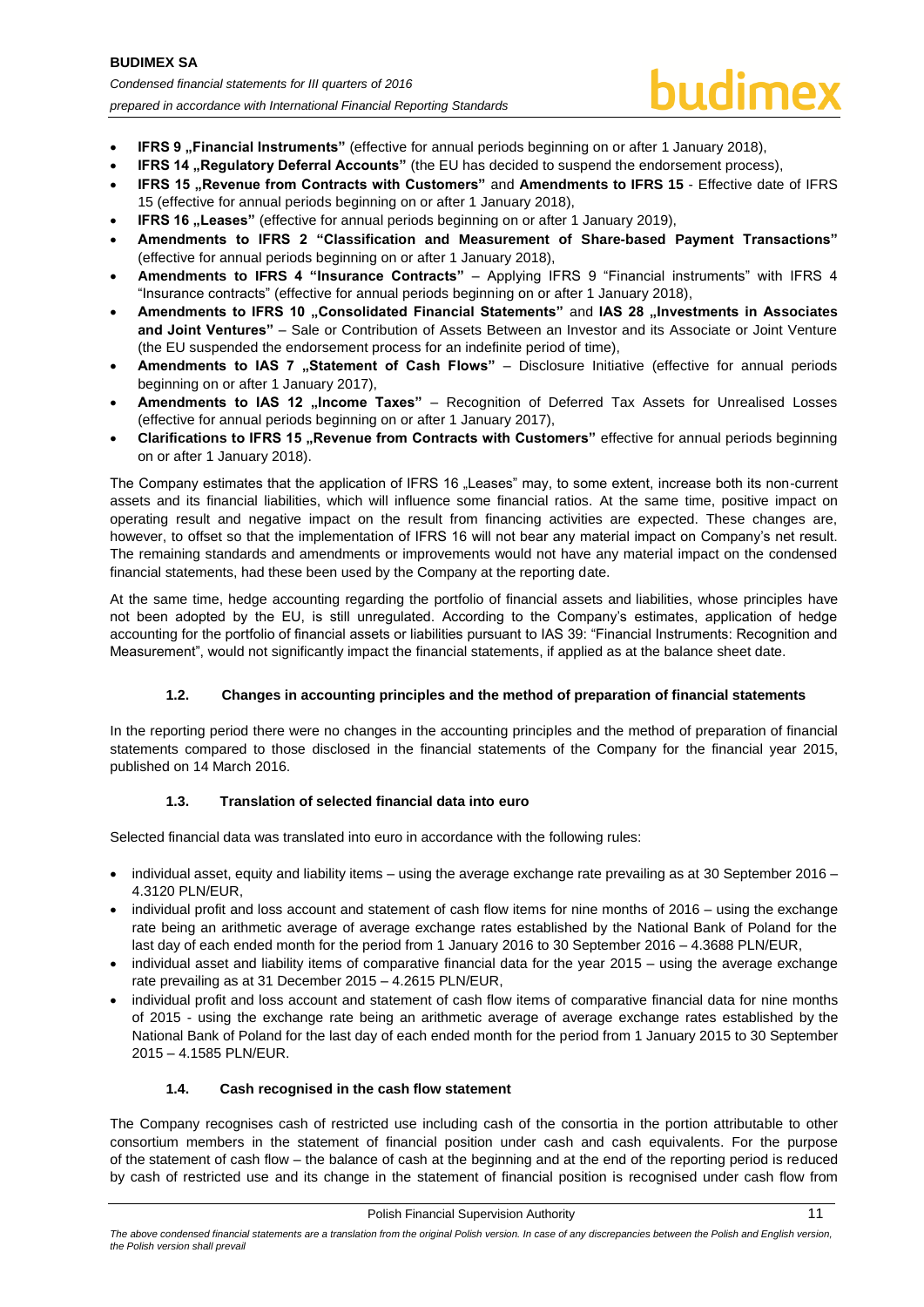- **IFRS 9 „Financial Instruments"** (effective for annual periods beginning on or after 1 January 2018),
- **IFRS 14 „Regulatory Deferral Accounts"** (the EU has decided to suspend the endorsement process),
- **IFRS 15 „Revenue from Contracts with Customers"** and **Amendments to IFRS 15** - Effective date of IFRS 15 (effective for annual periods beginning on or after 1 January 2018),
- **IFRS 16 „Leases"** (effective for annual periods beginning on or after 1 January 2019),
- **Amendments to IFRS 2 "Classification and Measurement of Share-based Payment Transactions"** (effective for annual periods beginning on or after 1 January 2018),
- **Amendments to IFRS 4 "Insurance Contracts"** – Applying IFRS 9 "Financial instruments" with IFRS 4 "Insurance contracts" (effective for annual periods beginning on or after 1 January 2018),
- **Amendments to IFRS 10 „Consolidated Financial Statements"** and **IAS 28 „Investments in Associates and Joint Ventures"** – Sale or Contribution of Assets Between an Investor and its Associate or Joint Venture (the EU suspended the endorsement process for an indefinite period of time),
- **Amendments to IAS 7 „Statement of Cash Flows"** – Disclosure Initiative (effective for annual periods beginning on or after 1 January 2017),
- **Amendments to IAS 12 „Income Taxes"** – Recognition of Deferred Tax Assets for Unrealised Losses (effective for annual periods beginning on or after 1 January 2017),
- **Clarifications to IFRS 15 „Revenue from Contracts with Customers"** effective for annual periods beginning on or after 1 January 2018).

The Company estimates that the application of IFRS 16 „Leases" may, to some extent, increase both its non-current assets and its financial liabilities, which will influence some financial ratios. At the same time, positive impact on operating result and negative impact on the result from financing activities are expected. These changes are, however, to offset so that the implementation of IFRS 16 will not bear any material impact on Company's net result. The remaining standards and amendments or improvements would not have any material impact on the condensed financial statements, had these been used by the Company at the reporting date.

At the same time, hedge accounting regarding the portfolio of financial assets and liabilities, whose principles have not been adopted by the EU, is still unregulated. According to the Company's estimates, application of hedge accounting for the portfolio of financial assets or liabilities pursuant to IAS 39: "Financial Instruments: Recognition and Measurement", would not significantly impact the financial statements, if applied as at the balance sheet date.

### 1.2. Changes in accounting principles and the method of preparation of financial statements

In the reporting period there were no changes in the accounting principles and the method of preparation of financial statements compared to those disclosed in the financial statements of the Company for the financial year 2015, published on 14 March 2016.

### 1.3. Translation of selected financial data into euro

Selected financial data was translated into euro in accordance with the following rules:

- individual asset, equity and liability items – using the average exchange rate prevailing as at 30 September 2016 – 4.3120 PLN/EUR,
- individual profit and loss account and statement of cash flow items for nine months of 2016 – using the exchange rate being an arithmetic average of average exchange rates established by the National Bank of Poland for the last day of each ended month for the period from 1 January 2016 to 30 September 2016 – 4.3688 PLN/EUR,
- individual asset and liability items of comparative financial data for the year 2015 – using the average exchange rate prevailing as at 31 December 2015 – 4.2615 PLN/EUR,
- individual profit and loss account and statement of cash flow items of comparative financial data for nine months of 2015 - using the exchange rate being an arithmetic average of average exchange rates established by the National Bank of Poland for the last day of each ended month for the period from 1 January 2015 to 30 September 2015 – 4.1585 PLN/EUR.

### 1.4. Cash recognised in the cash flow statement

The Company recognises cash of restricted use including cash of the consortia in the portion attributable to other consortium members in the statement of financial position under cash and cash equivalents. For the purpose of the statement of cash flow – the balance of cash at the beginning and at the end of the reporting period is reduced by cash of restricted use and its change in the statement of financial position is recognised under cash flow from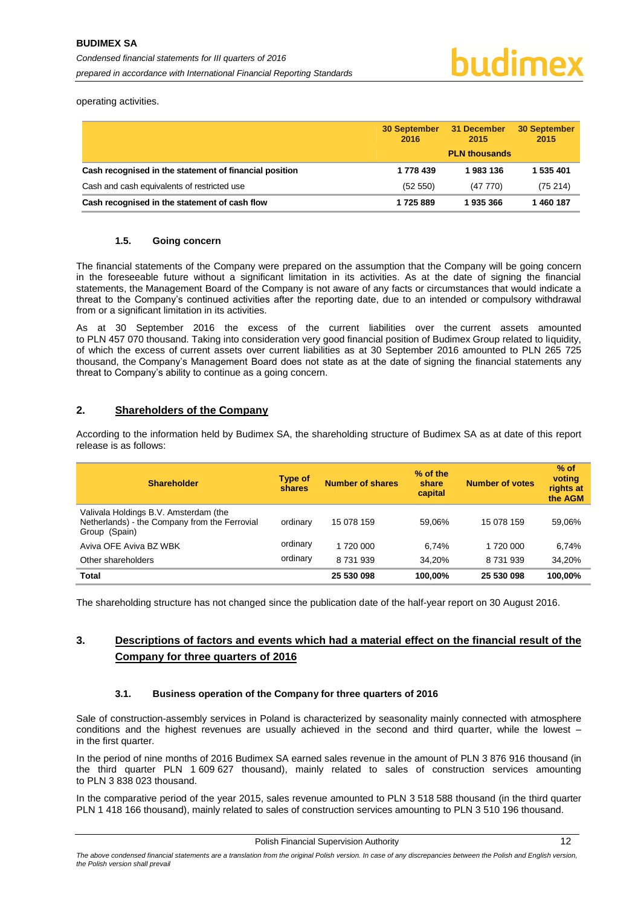operating activities.

| | 30 September 2016 | 31 December 2015 | 30 September 2015 |
|---|---|---|---|
| | | PLN thousands | |
| **Cash recognised in the statement of financial position** | **1 778 439** | **1 983 136** | **1 535 401** |
| Cash and cash equivalents of restricted use | (52 550) | (47 770) | (75 214) |
| **Cash recognised in the statement of cash flow** | **1 725 889** | **1 935 366** | **1 460 187** |

### 1.5. Going concern

The financial statements of the Company were prepared on the assumption that the Company will be going concern in the foreseeable future without a significant limitation in its activities. As at the date of signing the financial statements, the Management Board of the Company is not aware of any facts or circumstances that would indicate a threat to the Company's continued activities after the reporting date, due to an intended or compulsory withdrawal from or a significant limitation in its activities.

As at 30 September 2016 the excess of the current liabilities over the current assets amounted to PLN 457 070 thousand. Taking into consideration very good financial position of Budimex Group related to liquidity, of which the excess of current assets over current liabilities as at 30 September 2016 amounted to PLN 265 725 thousand, the Company's Management Board does not state as at the date of signing the financial statements any threat to Company's ability to continue as a going concern.

## 2. Shareholders of the Company

According to the information held by Budimex SA, the shareholding structure of Budimex SA as at date of this report release is as follows:

| Shareholder | Type of shares | Number of shares | % of the share capital | Number of votes | % of voting rights at the AGM |
|---|---|---|---|---|---|
| Valivala Holdings B.V. Amsterdam (the Netherlands) - the Company from the Ferrovial Group (Spain) | ordinary | 15 078 159 | 59,06% | 15 078 159 | 59,06% |
| Aviva OFE Aviva BZ WBK | ordinary | 1 720 000 | 6,74% | 1 720 000 | 6,74% |
| Other shareholders | ordinary | 8 731 939 | 34,20% | 8 731 939 | 34,20% |
| **Total** | | **25 530 098** | **100,00%** | **25 530 098** | **100,00%** |

The shareholding structure has not changed since the publication date of the half-year report on 30 August 2016.

## 3. Descriptions of factors and events which had a material effect on the financial result of the Company for three quarters of 2016

### 3.1. Business operation of the Company for three quarters of 2016

Sale of construction-assembly services in Poland is characterized by seasonality mainly connected with atmosphere conditions and the highest revenues are usually achieved in the second and third quarter, while the lowest – in the first quarter.

In the period of nine months of 2016 Budimex SA earned sales revenue in the amount of PLN 3 876 916 thousand (in the third quarter PLN 1 609 627 thousand), mainly related to sales of construction services amounting to PLN 3 838 023 thousand.

In the comparative period of the year 2015, sales revenue amounted to PLN 3 518 588 thousand (in the third quarter PLN 1 418 166 thousand), mainly related to sales of construction services amounting to PLN 3 510 196 thousand.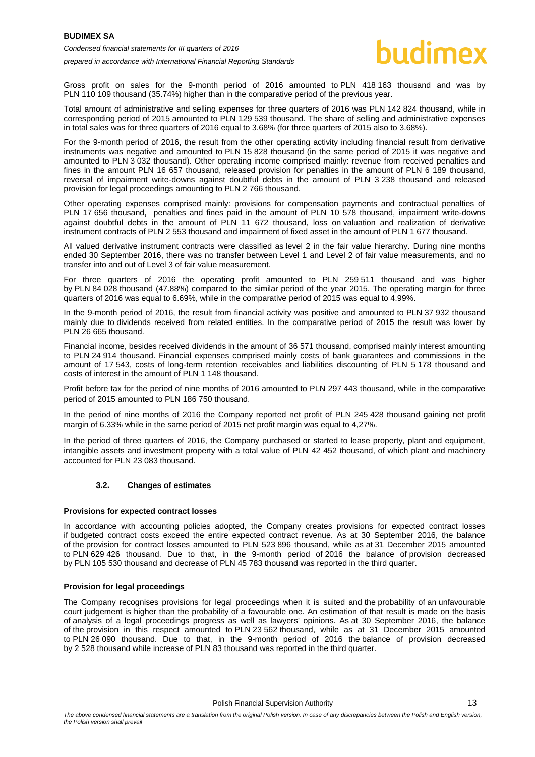Gross profit on sales for the 9-month period of 2016 amounted to PLN 418 163 thousand and was by PLN 110 109 thousand (35.74%) higher than in the comparative period of the previous year.

Total amount of administrative and selling expenses for three quarters of 2016 was PLN 142 824 thousand, while in corresponding period of 2015 amounted to PLN 129 539 thousand. The share of selling and administrative expenses in total sales was for three quarters of 2016 equal to 3.68% (for three quarters of 2015 also to 3.68%).

For the 9-month period of 2016, the result from the other operating activity including financial result from derivative instruments was negative and amounted to PLN 15 828 thousand (in the same period of 2015 it was negative and amounted to PLN 3 032 thousand). Other operating income comprised mainly: revenue from received penalties and fines in the amount PLN 16 657 thousand, released provision for penalties in the amount of PLN 6 189 thousand, reversal of impairment write-downs against doubtful debts in the amount of PLN 3 238 thousand and released provision for legal proceedings amounting to PLN 2 766 thousand.

Other operating expenses comprised mainly: provisions for compensation payments and contractual penalties of PLN 17 656 thousand, penalties and fines paid in the amount of PLN 10 578 thousand, impairment write-downs against doubtful debts in the amount of PLN 11 672 thousand, loss on valuation and realization of derivative instrument contracts of PLN 2 553 thousand and impairment of fixed asset in the amount of PLN 1 677 thousand.

All valued derivative instrument contracts were classified as level 2 in the fair value hierarchy. During nine months ended 30 September 2016, there was no transfer between Level 1 and Level 2 of fair value measurements, and no transfer into and out of Level 3 of fair value measurement.

For three quarters of 2016 the operating profit amounted to PLN 259 511 thousand and was higher by PLN 84 028 thousand (47.88%) compared to the similar period of the year 2015. The operating margin for three quarters of 2016 was equal to 6.69%, while in the comparative period of 2015 was equal to 4.99%.

In the 9-month period of 2016, the result from financial activity was positive and amounted to PLN 37 932 thousand mainly due to dividends received from related entities. In the comparative period of 2015 the result was lower by PLN 26 665 thousand.

Financial income, besides received dividends in the amount of 36 571 thousand, comprised mainly interest amounting to PLN 24 914 thousand. Financial expenses comprised mainly costs of bank guarantees and commissions in the amount of 17 543, costs of long-term retention receivables and liabilities discounting of PLN 5 178 thousand and costs of interest in the amount of PLN 1 148 thousand.

Profit before tax for the period of nine months of 2016 amounted to PLN 297 443 thousand, while in the comparative period of 2015 amounted to PLN 186 750 thousand.

In the period of nine months of 2016 the Company reported net profit of PLN 245 428 thousand gaining net profit margin of 6.33% while in the same period of 2015 net profit margin was equal to 4,27%.

In the period of three quarters of 2016, the Company purchased or started to lease property, plant and equipment, intangible assets and investment property with a total value of PLN 42 452 thousand, of which plant and machinery accounted for PLN 23 083 thousand.

### 3.2. Changes of estimates

**Provisions for expected contract losses**

In accordance with accounting policies adopted, the Company creates provisions for expected contract losses if budgeted contract costs exceed the entire expected contract revenue. As at 30 September 2016, the balance of the provision for contract losses amounted to PLN 523 896 thousand, while as at 31 December 2015 amounted to PLN 629 426 thousand. Due to that, in the 9-month period of 2016 the balance of provision decreased by PLN 105 530 thousand and decrease of PLN 45 783 thousand was reported in the third quarter.

**Provision for legal proceedings**

The Company recognises provisions for legal proceedings when it is suited and the probability of an unfavourable court judgement is higher than the probability of a favourable one. An estimation of that result is made on the basis of analysis of a legal proceedings progress as well as lawyers' opinions. As at 30 September 2016, the balance of the provision in this respect amounted to PLN 23 562 thousand, while as at 31 December 2015 amounted to PLN 26 090 thousand. Due to that, in the 9-month period of 2016 the balance of provision decreased by 2 528 thousand while increase of PLN 83 thousand was reported in the third quarter.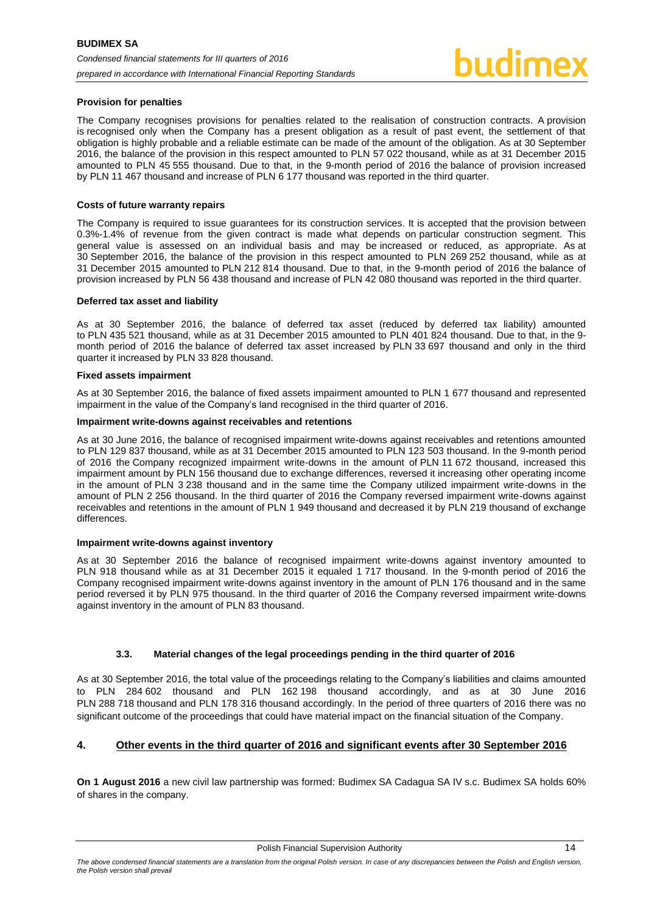**Provision for penalties**

The Company recognises provisions for penalties related to the realisation of construction contracts. A provision is recognised only when the Company has a present obligation as a result of past event, the settlement of that obligation is highly probable and a reliable estimate can be made of the amount of the obligation. As at 30 September 2016, the balance of the provision in this respect amounted to PLN 57 022 thousand, while as at 31 December 2015 amounted to PLN 45 555 thousand. Due to that, in the 9-month period of 2016 the balance of provision increased by PLN 11 467 thousand and increase of PLN 6 177 thousand was reported in the third quarter.

**Costs of future warranty repairs**

The Company is required to issue guarantees for its construction services. It is accepted that the provision between 0.3%-1.4% of revenue from the given contract is made what depends on particular construction segment. This general value is assessed on an individual basis and may be increased or reduced, as appropriate. As at 30 September 2016, the balance of the provision in this respect amounted to PLN 269 252 thousand, while as at 31 December 2015 amounted to PLN 212 814 thousand. Due to that, in the 9-month period of 2016 the balance of provision increased by PLN 56 438 thousand and increase of PLN 42 080 thousand was reported in the third quarter.

**Deferred tax asset and liability**

As at 30 September 2016, the balance of deferred tax asset (reduced by deferred tax liability) amounted to PLN 435 521 thousand, while as at 31 December 2015 amounted to PLN 401 824 thousand. Due to that, in the 9-month period of 2016 the balance of deferred tax asset increased by PLN 33 697 thousand and only in the third quarter it increased by PLN 33 828 thousand.

**Fixed assets impairment**

As at 30 September 2016, the balance of fixed assets impairment amounted to PLN 1 677 thousand and represented impairment in the value of the Company's land recognised in the third quarter of 2016.

**Impairment write-downs against receivables and retentions**

As at 30 June 2016, the balance of recognised impairment write-downs against receivables and retentions amounted to PLN 129 837 thousand, while as at 31 December 2015 amounted to PLN 123 503 thousand. In the 9-month period of 2016 the Company recognized impairment write-downs in the amount of PLN 11 672 thousand, increased this impairment amount by PLN 156 thousand due to exchange differences, reversed it increasing other operating income in the amount of PLN 3 238 thousand and in the same time the Company utilized impairment write-downs in the amount of PLN 2 256 thousand. In the third quarter of 2016 the Company reversed impairment write-downs against receivables and retentions in the amount of PLN 1 949 thousand and decreased it by PLN 219 thousand of exchange differences.

**Impairment write-downs against inventory**

As at 30 September 2016 the balance of recognised impairment write-downs against inventory amounted to PLN 918 thousand while as at 31 December 2015 it equaled 1 717 thousand. In the 9-month period of 2016 the Company recognised impairment write-downs against inventory in the amount of PLN 176 thousand and in the same period reversed it by PLN 975 thousand. In the third quarter of 2016 the Company reversed impairment write-downs against inventory in the amount of PLN 83 thousand.

### 3.3. Material changes of the legal proceedings pending in the third quarter of 2016

As at 30 September 2016, the total value of the proceedings relating to the Company's liabilities and claims amounted to PLN 284 602 thousand and PLN 162 198 thousand accordingly, and as at 30 June 2016 PLN 288 718 thousand and PLN 178 316 thousand accordingly. In the period of three quarters of 2016 there was no significant outcome of the proceedings that could have material impact on the financial situation of the Company.

## 4. Other events in the third quarter of 2016 and significant events after 30 September 2016

**On 1 August 2016** a new civil law partnership was formed: Budimex SA Cadagua SA IV s.c. Budimex SA holds 60% of shares in the company.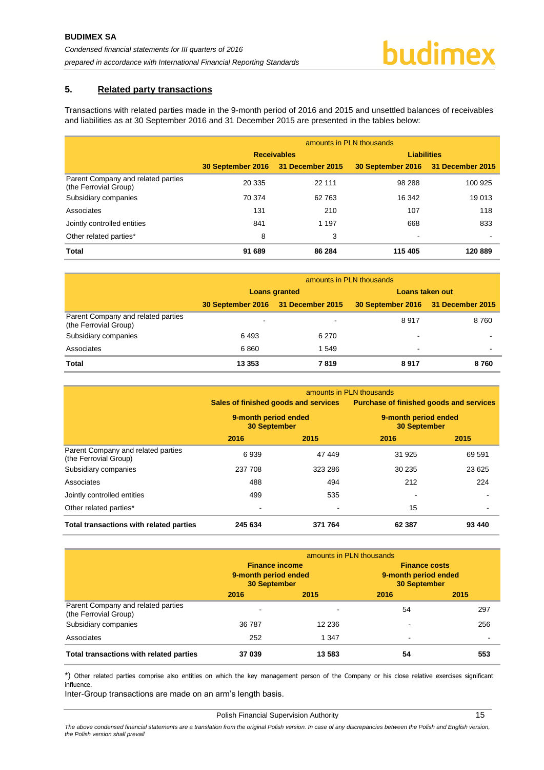## 5. Related party transactions

Transactions with related parties made in the 9-month period of 2016 and 2015 and unsettled balances of receivables and liabilities as at 30 September 2016 and 31 December 2015 are presented in the tables below:

| | amounts in PLN thousands | | | |
|---|---|---|---|---|
| | Receivables | | Liabilities | |
| | 30 September 2016 | 31 December 2015 | 30 September 2016 | 31 December 2015 |
| Parent Company and related parties (the Ferrovial Group) | 20 335 | 22 111 | 98 288 | 100 925 |
| Subsidiary companies | 70 374 | 62 763 | 16 342 | 19 013 |
| Associates | 131 | 210 | 107 | 118 |
| Jointly controlled entities | 841 | 1 197 | 668 | 833 |
| Other related parties* | 8 | 3 | - | - |
| **Total** | **91 689** | **86 284** | **115 405** | **120 889** |

| | amounts in PLN thousands | | | |
|---|---|---|---|---|
| | Loans granted | | Loans taken out | |
| | 30 September 2016 | 31 December 2015 | 30 September 2016 | 31 December 2015 |
| Parent Company and related parties (the Ferrovial Group) | - | - | 8 917 | 8 760 |
| Subsidiary companies | 6 493 | 6 270 | - | - |
| Associates | 6 860 | 1 549 | - | - |
| **Total** | **13 353** | **7 819** | **8 917** | **8 760** |

| | amounts in PLN thousands | | | |
|---|---|---|---|---|
| | Sales of finished goods and services | | Purchase of finished goods and services | |
| | 9-month period ended 30 September | | 9-month period ended 30 September | |
| | 2016 | 2015 | 2016 | 2015 |
| Parent Company and related parties (the Ferrovial Group) | 6 939 | 47 449 | 31 925 | 69 591 |
| Subsidiary companies | 237 708 | 323 286 | 30 235 | 23 625 |
| Associates | 488 | 494 | 212 | 224 |
| Jointly controlled entities | 499 | 535 | - | - |
| Other related parties* | - | - | 15 | - |
| **Total transactions with related parties** | **245 634** | **371 764** | **62 387** | **93 440** |

| | amounts in PLN thousands | | | |
|---|---|---|---|---|
| | Finance income 9-month period ended 30 September | | Finance costs 9-month period ended 30 September | |
| | 2016 | 2015 | 2016 | 2015 |
| Parent Company and related parties (the Ferrovial Group) | - | - | 54 | 297 |
| Subsidiary companies | 36 787 | 12 236 | - | 256 |
| Associates | 252 | 1 347 | - | - |
| **Total transactions with related parties** | **37 039** | **13 583** | **54** | **553** |

*) Other related parties comprise also entities on which the key management person of the Company or his close relative exercises significant influence.

Inter-Group transactions are made on an arm's length basis.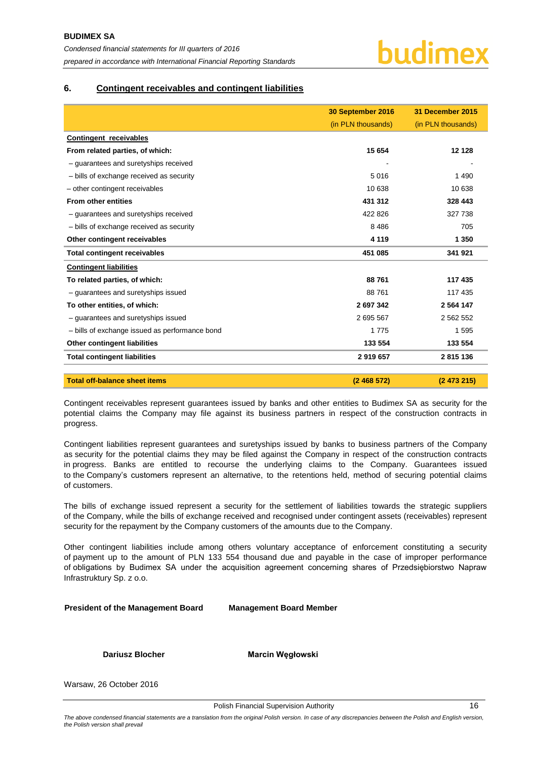## 6. Contingent receivables and contingent liabilities

| | 30 September 2016 (in PLN thousands) | 31 December 2015 (in PLN thousands) |
|---|---|---|
| **Contingent receivables** | | |
| **From related parties, of which:** | **15 654** | **12 128** |
| – guarantees and suretyships received | - | - |
| – bills of exchange received as security | 5 016 | 1 490 |
| – other contingent receivables | 10 638 | 10 638 |
| **From other entities** | **431 312** | **328 443** |
| – guarantees and suretyships received | 422 826 | 327 738 |
| – bills of exchange received as security | 8 486 | 705 |
| **Other contingent receivables** | **4 119** | **1 350** |
| **Total contingent receivables** | **451 085** | **341 921** |
| **Contingent liabilities** | | |
| **To related parties, of which:** | **88 761** | **117 435** |
| – guarantees and suretyships issued | 88 761 | 117 435 |
| **To other entities, of which:** | **2 697 342** | **2 564 147** |
| – guarantees and suretyships issued | 2 695 567 | 2 562 552 |
| – bills of exchange issued as performance bond | 1 775 | 1 595 |
| **Other contingent liabilities** | **133 554** | **133 554** |
| **Total contingent liabilities** | **2 919 657** | **2 815 136** |
| **Total off-balance sheet items** | **(2 468 572)** | **(2 473 215)** |

Contingent receivables represent guarantees issued by banks and other entities to Budimex SA as security for the potential claims the Company may file against its business partners in respect of the construction contracts in progress.

Contingent liabilities represent guarantees and suretyships issued by banks to business partners of the Company as security for the potential claims they may be filed against the Company in respect of the construction contracts in progress. Banks are entitled to recourse the underlying claims to the Company. Guarantees issued to the Company's customers represent an alternative, to the retentions held, method of securing potential claims of customers.

The bills of exchange issued represent a security for the settlement of liabilities towards the strategic suppliers of the Company, while the bills of exchange received and recognised under contingent assets (receivables) represent security for the repayment by the Company customers of the amounts due to the Company.

Other contingent liabilities include among others voluntary acceptance of enforcement constituting a security of payment up to the amount of PLN 133 554 thousand due and payable in the case of improper performance of obligations by Budimex SA under the acquisition agreement concerning shares of Przedsiębiorstwo Napraw Infrastruktury Sp. z o.o.

**President of the Management Board** | **Management Board Member**

**Dariusz Blocher** | **Marcin Węgłowski**

Warsaw, 26 October 2016